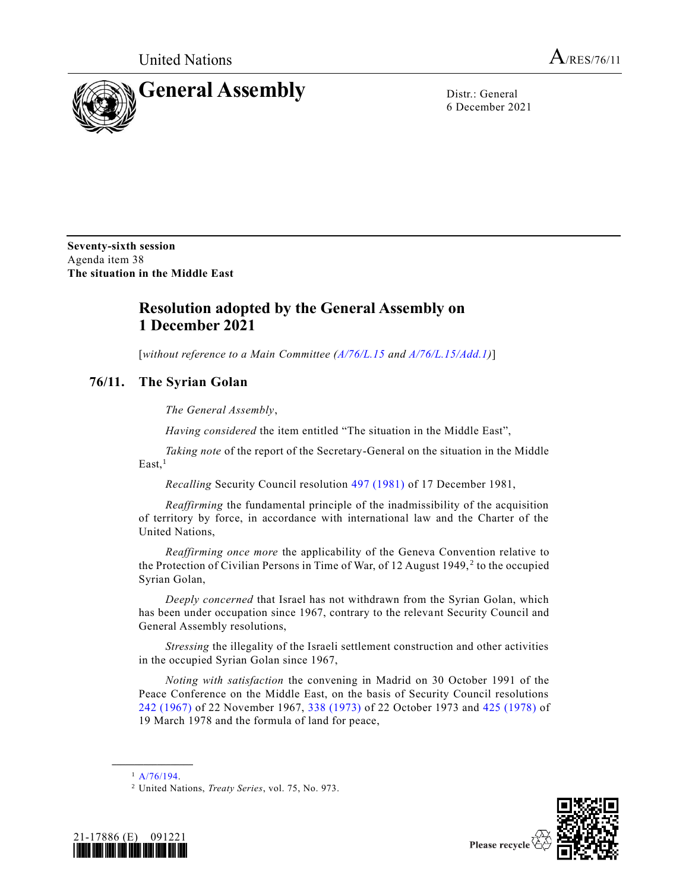United Nations A/RES/76/11

# General Assembly

Distr.: General
6 December 2021

**Seventy-sixth session**
Agenda item 38
**The situation in the Middle East**

## Resolution adopted by the General Assembly on 1 December 2021

[*without reference to a Main Committee (A/76/L.15 and A/76/L.15/Add.1)*]

## 76/11. The Syrian Golan

*The General Assembly*,

*Having considered* the item entitled "The situation in the Middle East",

*Taking note* of the report of the Secretary-General on the situation in the Middle East,[1]

*Recalling* Security Council resolution 497 (1981) of 17 December 1981,

*Reaffirming* the fundamental principle of the inadmissibility of the acquisition of territory by force, in accordance with international law and the Charter of the United Nations,

*Reaffirming once more* the applicability of the Geneva Convention relative to the Protection of Civilian Persons in Time of War, of 12 August 1949,[2] to the occupied Syrian Golan,

*Deeply concerned* that Israel has not withdrawn from the Syrian Golan, which has been under occupation since 1967, contrary to the relevant Security Council and General Assembly resolutions,

*Stressing* the illegality of the Israeli settlement construction and other activities in the occupied Syrian Golan since 1967,

*Noting with satisfaction* the convening in Madrid on 30 October 1991 of the Peace Conference on the Middle East, on the basis of Security Council resolutions 242 (1967) of 22 November 1967, 338 (1973) of 22 October 1973 and 425 (1978) of 19 March 1978 and the formula of land for peace,

---

[1] A/76/194.

[2] United Nations, *Treaty Series*, vol. 75, No. 973.

21-17886 (E) 091221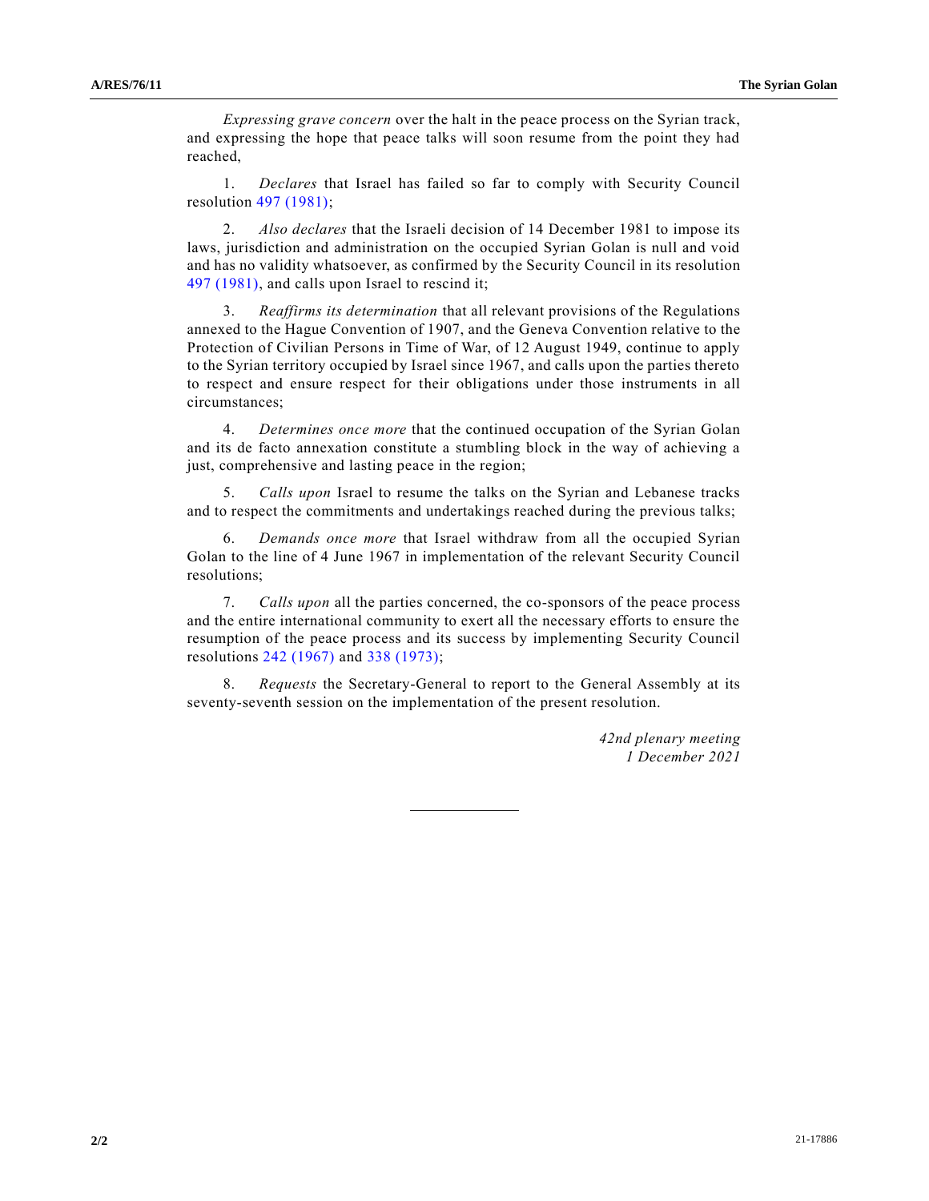*Expressing grave concern* over the halt in the peace process on the Syrian track, and expressing the hope that peace talks will soon resume from the point they had reached,

1. *Declares* that Israel has failed so far to comply with Security Council resolution 497 (1981);

2. *Also declares* that the Israeli decision of 14 December 1981 to impose its laws, jurisdiction and administration on the occupied Syrian Golan is null and void and has no validity whatsoever, as confirmed by the Security Council in its resolution 497 (1981), and calls upon Israel to rescind it;

3. *Reaffirms its determination* that all relevant provisions of the Regulations annexed to the Hague Convention of 1907, and the Geneva Convention relative to the Protection of Civilian Persons in Time of War, of 12 August 1949, continue to apply to the Syrian territory occupied by Israel since 1967, and calls upon the parties thereto to respect and ensure respect for their obligations under those instruments in all circumstances;

4. *Determines once more* that the continued occupation of the Syrian Golan and its de facto annexation constitute a stumbling block in the way of achieving a just, comprehensive and lasting peace in the region;

5. *Calls upon* Israel to resume the talks on the Syrian and Lebanese tracks and to respect the commitments and undertakings reached during the previous talks;

6. *Demands once more* that Israel withdraw from all the occupied Syrian Golan to the line of 4 June 1967 in implementation of the relevant Security Council resolutions;

7. *Calls upon* all the parties concerned, the co-sponsors of the peace process and the entire international community to exert all the necessary efforts to ensure the resumption of the peace process and its success by implementing Security Council resolutions 242 (1967) and 338 (1973);

8. *Requests* the Secretary-General to report to the General Assembly at its seventy-seventh session on the implementation of the present resolution.

*42nd plenary meeting*
*1 December 2021*